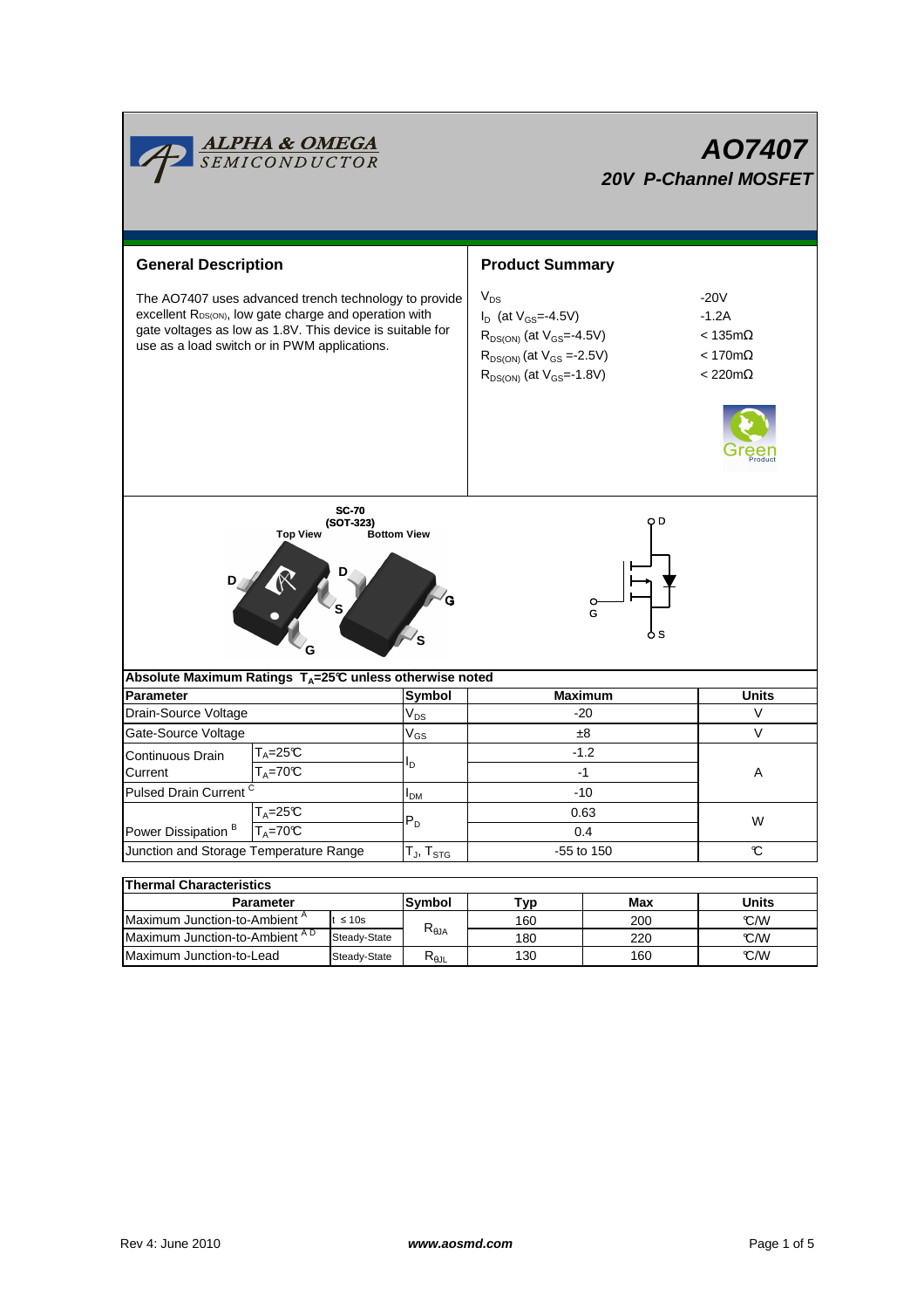# AO7407

## 20V P-Channel MOSFET

## General Description

The AO7407 uses advanced trench technology to provide excellent $R_{DS(ON)}$, low gate charge and operation with gate voltages as low as 1.8V. This device is suitable for use as a load switch or in PWM applications.

## Product Summary

| | |
|---|---|
| $V_{DS}$ | -20V |
| $I_D$ (at $V_{GS}$=-4.5V) | -1.2A |
| $R_{DS(ON)}$ (at $V_{GS}$=-4.5V) | < 135mΩ |
| $R_{DS(ON)}$ (at $V_{GS}$ =-2.5V) | < 170mΩ |
| $R_{DS(ON)}$ (at $V_{GS}$=-1.8V) | < 220mΩ |

SC-70 (SOT-323)

Top View Bottom View

D, S, G

D, G, S

## Absolute Maximum Ratings $T_A$=25°C unless otherwise noted

| Parameter | | Symbol | Maximum | Units |
|---|---|---|---|---|
| Drain-Source Voltage | | $V_{DS}$ | -20 | V |
| Gate-Source Voltage | | $V_{GS}$ | ±8 | V |
| Continuous Drain Current | $T_A$=25°C | $I_D$ | -1.2 | A |
| | $T_A$=70°C | | -1 | |
| Pulsed Drain Current [C] | | $I_{DM}$ | -10 | |
| Power Dissipation [B] | $T_A$=25°C | $P_D$ | 0.63 | W |
| | $T_A$=70°C | | 0.4 | |
| Junction and Storage Temperature Range | | $T_J$, $T_{STG}$ | -55 to 150 | °C |

## Thermal Characteristics

| Parameter | | Symbol | Typ | Max | Units |
|---|---|---|---|---|---|
| Maximum Junction-to-Ambient [A] | t ≤ 10s | $R_{\theta JA}$ | 160 | 200 | °C/W |
| Maximum Junction-to-Ambient [A D] | Steady-State | | 180 | 220 | °C/W |
| Maximum Junction-to-Lead | Steady-State | $R_{\theta JL}$ | 130 | 160 | °C/W |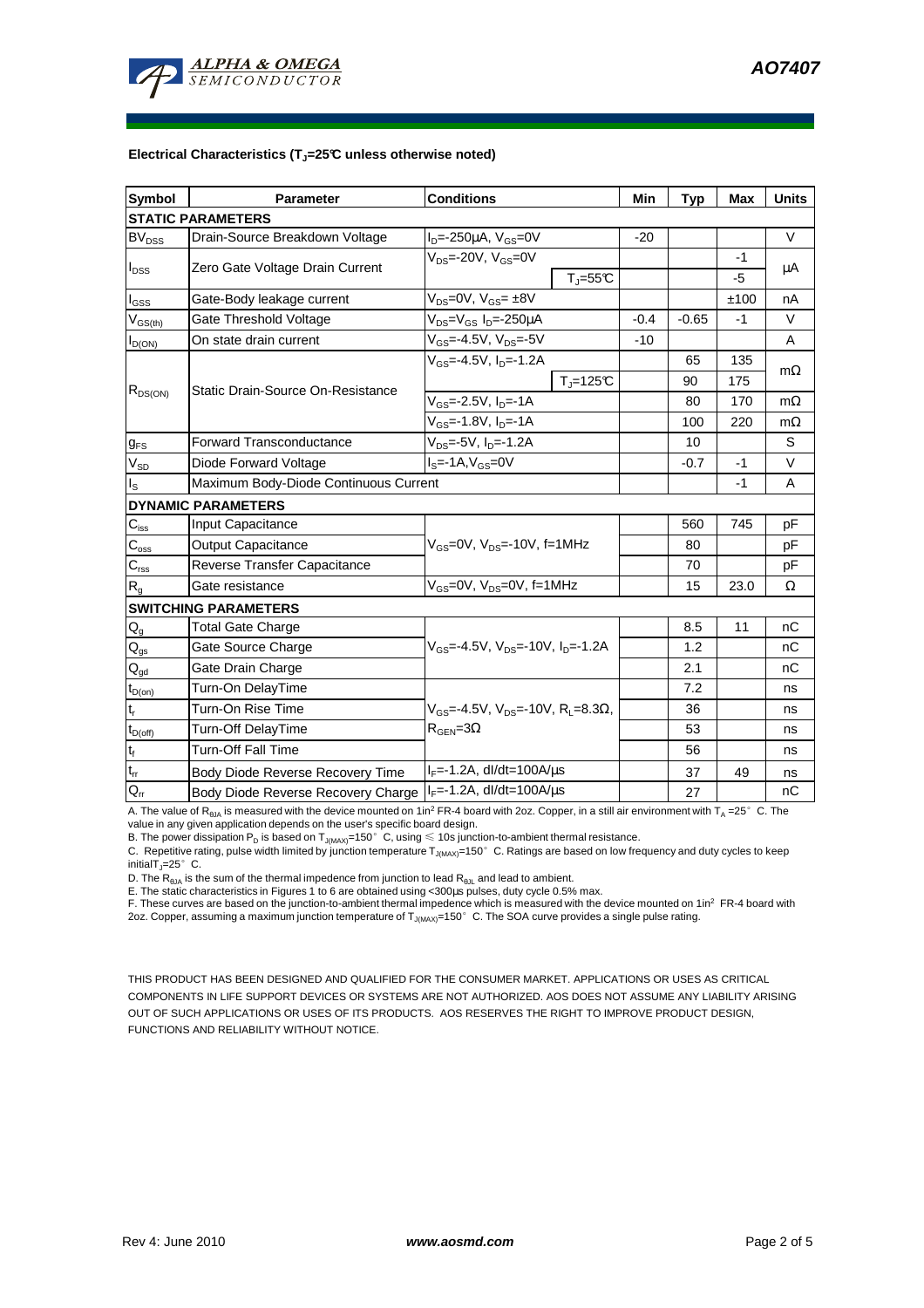**Electrical Characteristics ($T_J$=25°C unless otherwise noted)**

| Symbol | Parameter | Conditions | | Min | Typ | Max | Units |
|---|---|---|---|---|---|---|---|
| **STATIC PARAMETERS** | | | | | | | |
| $BV_{DSS}$ | Drain-Source Breakdown Voltage | $I_D$=-250µA, $V_{GS}$=0V | | -20 | | | V |
| $I_{DSS}$ | Zero Gate Voltage Drain Current | $V_{DS}$=-20V, $V_{GS}$=0V | | | | -1 | µA |
| | | | $T_J$=55°C | | | -5 | |
| $I_{GSS}$ | Gate-Body leakage current | $V_{DS}$=0V, $V_{GS}$= ±8V | | | | ±100 | nA |
| $V_{GS(th)}$ | Gate Threshold Voltage | $V_{DS}$=$V_{GS}$ $I_D$=-250µA | | -0.4 | -0.65 | -1 | V |
| $I_{D(ON)}$ | On state drain current | $V_{GS}$=-4.5V, $V_{DS}$=-5V | | -10 | | | A |
| $R_{DS(ON)}$ | Static Drain-Source On-Resistance | $V_{GS}$=-4.5V, $I_D$=-1.2A | | | 65 | 135 | mΩ |
| | | | $T_J$=125°C | | 90 | 175 | |
| | | $V_{GS}$=-2.5V, $I_D$=-1A | | | 80 | 170 | mΩ |
| | | $V_{GS}$=-1.8V, $I_D$=-1A | | | 100 | 220 | mΩ |
| $g_{FS}$ | Forward Transconductance | $V_{DS}$=-5V, $I_D$=-1.2A | | | 10 | | S |
| $V_{SD}$ | Diode Forward Voltage | $I_S$=-1A,$V_{GS}$=0V | | | -0.7 | -1 | V |
| $I_S$ | Maximum Body-Diode Continuous Current | | | | | -1 | A |
| **DYNAMIC PARAMETERS** | | | | | | | |
| $C_{iss}$ | Input Capacitance | $V_{GS}$=0V, $V_{DS}$=-10V, f=1MHz | | | 560 | 745 | pF |
| $C_{oss}$ | Output Capacitance | | | | 80 | | pF |
| $C_{rss}$ | Reverse Transfer Capacitance | | | | 70 | | pF |
| $R_g$ | Gate resistance | $V_{GS}$=0V, $V_{DS}$=0V, f=1MHz | | | 15 | 23.0 | Ω |
| **SWITCHING PARAMETERS** | | | | | | | |
| $Q_g$ | Total Gate Charge | $V_{GS}$=-4.5V, $V_{DS}$=-10V, $I_D$=-1.2A | | | 8.5 | 11 | nC |
| $Q_{gs}$ | Gate Source Charge | | | | 1.2 | | nC |
| $Q_{gd}$ | Gate Drain Charge | | | | 2.1 | | nC |
| $t_{D(on)}$ | Turn-On DelayTime | $V_{GS}$=-4.5V, $V_{DS}$=-10V, $R_L$=8.3Ω, $R_{GEN}$=3Ω | | | 7.2 | | ns |
| $t_r$ | Turn-On Rise Time | | | | 36 | | ns |
| $t_{D(off)}$ | Turn-Off DelayTime | | | | 53 | | ns |
| $t_f$ | Turn-Off Fall Time | | | | 56 | | ns |
| $t_{rr}$ | Body Diode Reverse Recovery Time | $I_F$=-1.2A, dI/dt=100A/µs | | | 37 | 49 | ns |
| $Q_{rr}$ | Body Diode Reverse Recovery Charge | $I_F$=-1.2A, dI/dt=100A/µs | | | 27 | | nC |

A. The value of $R_{\theta JA}$ is measured with the device mounted on 1in² FR-4 board with 2oz. Copper, in a still air environment with $T_A$ =25°C. The value in any given application depends on the user's specific board design.
B. The power dissipation $P_D$ is based on $T_{J(MAX)}$=150°C, using ≤ 10s junction-to-ambient thermal resistance.
C. Repetitive rating, pulse width limited by junction temperature $T_{J(MAX)}$=150°C. Ratings are based on low frequency and duty cycles to keep initial $T_J$=25°C.
D. The $R_{\theta JA}$ is the sum of the thermal impedence from junction to lead $R_{\theta JL}$ and lead to ambient.
E. The static characteristics in Figures 1 to 6 are obtained using <300µs pulses, duty cycle 0.5% max.
F. These curves are based on the junction-to-ambient thermal impedence which is measured with the device mounted on 1in² FR-4 board with 2oz. Copper, assuming a maximum junction temperature of $T_{J(MAX)}$=150°C. The SOA curve provides a single pulse rating.

THIS PRODUCT HAS BEEN DESIGNED AND QUALIFIED FOR THE CONSUMER MARKET. APPLICATIONS OR USES AS CRITICAL COMPONENTS IN LIFE SUPPORT DEVICES OR SYSTEMS ARE NOT AUTHORIZED. AOS DOES NOT ASSUME ANY LIABILITY ARISING OUT OF SUCH APPLICATIONS OR USES OF ITS PRODUCTS. AOS RESERVES THE RIGHT TO IMPROVE PRODUCT DESIGN, FUNCTIONS AND RELIABILITY WITHOUT NOTICE.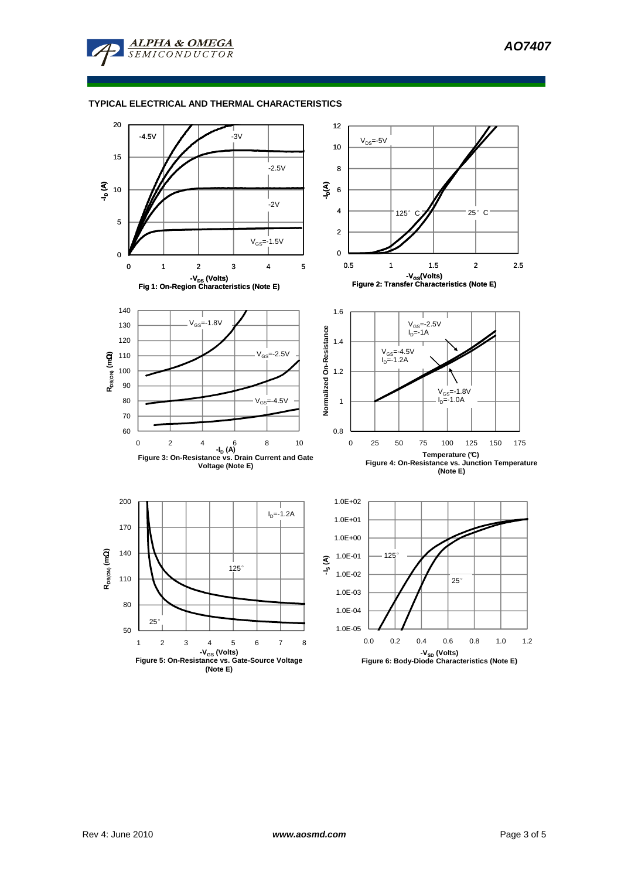## TYPICAL ELECTRICAL AND THERMAL CHARACTERISTICS

Fig 1: On-Region Characteristics (Note E)

Figure 2: Transfer Characteristics (Note E)

Figure 3: On-Resistance vs. Drain Current and Gate Voltage (Note E)

Figure 4: On-Resistance vs. Junction Temperature (Note E)

Figure 5: On-Resistance vs. Gate-Source Voltage (Note E)

Figure 6: Body-Diode Characteristics (Note E)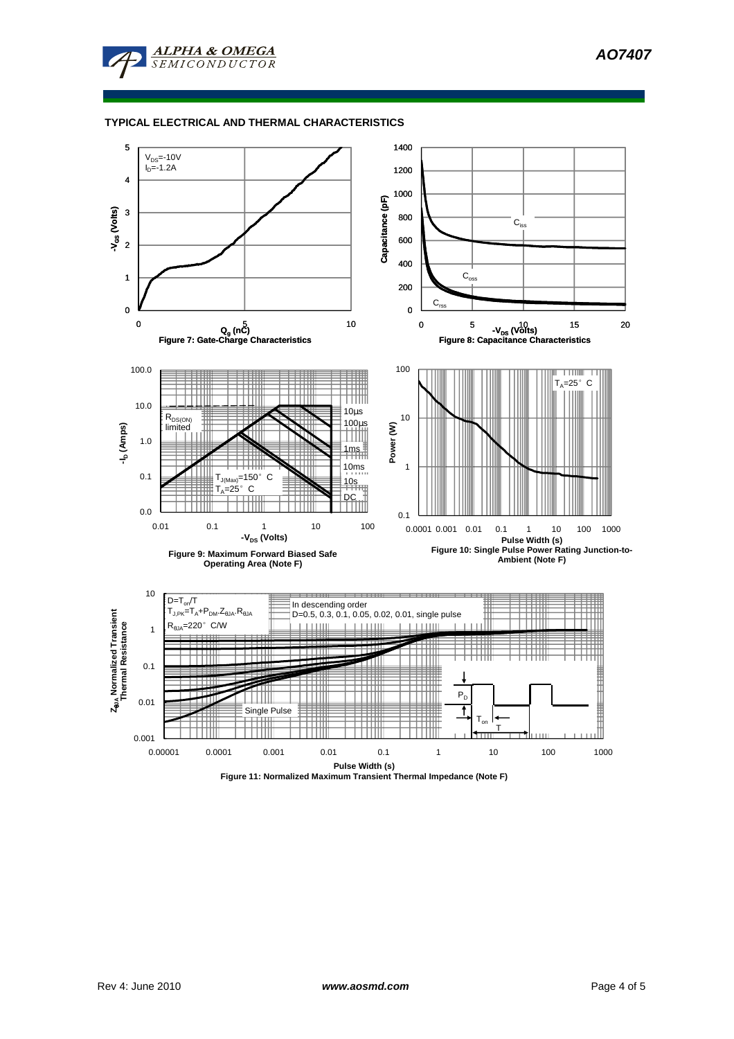## TYPICAL ELECTRICAL AND THERMAL CHARACTERISTICS

$V_{DS}$=-10V
$I_D$=-1.2A

$Q_g$ (nC)

$-V_{GS}$ (Volts)

Figure 7: Gate-Charge Characteristics

$C_{iss}$

$C_{oss}$

$C_{rss}$

$-V_{DS}$ (Volts)

Capacitance (pF)

Figure 8: Capacitance Characteristics

$R_{DS(ON)}$ limited

10µs

100µs

1ms

10ms

10s

DC

$T_{J(Max)}$=150° C
$T_A$=25° C

$-V_{DS}$ (Volts)

$-I_D$ (Amps)

Figure 9: Maximum Forward Biased Safe Operating Area (Note F)

$T_A$=25° C

Pulse Width (s)

Power (W)

Figure 10: Single Pulse Power Rating Junction-to-Ambient (Note F)

D=$T_{on}$/T
$T_{J,PK}$=$T_A$+$P_{DM}$.$Z_{\theta JA}$.$R_{\theta JA}$
$R_{\theta JA}$=220° C/W

In descending order
D=0.5, 0.3, 0.1, 0.05, 0.02, 0.01, single pulse

Single Pulse

$P_D$

$T_{on}$

T

Pulse Width (s)

$Z_{\theta JA}$ Normalized Transient Thermal Resistance

Figure 11: Normalized Maximum Transient Thermal Impedance (Note F)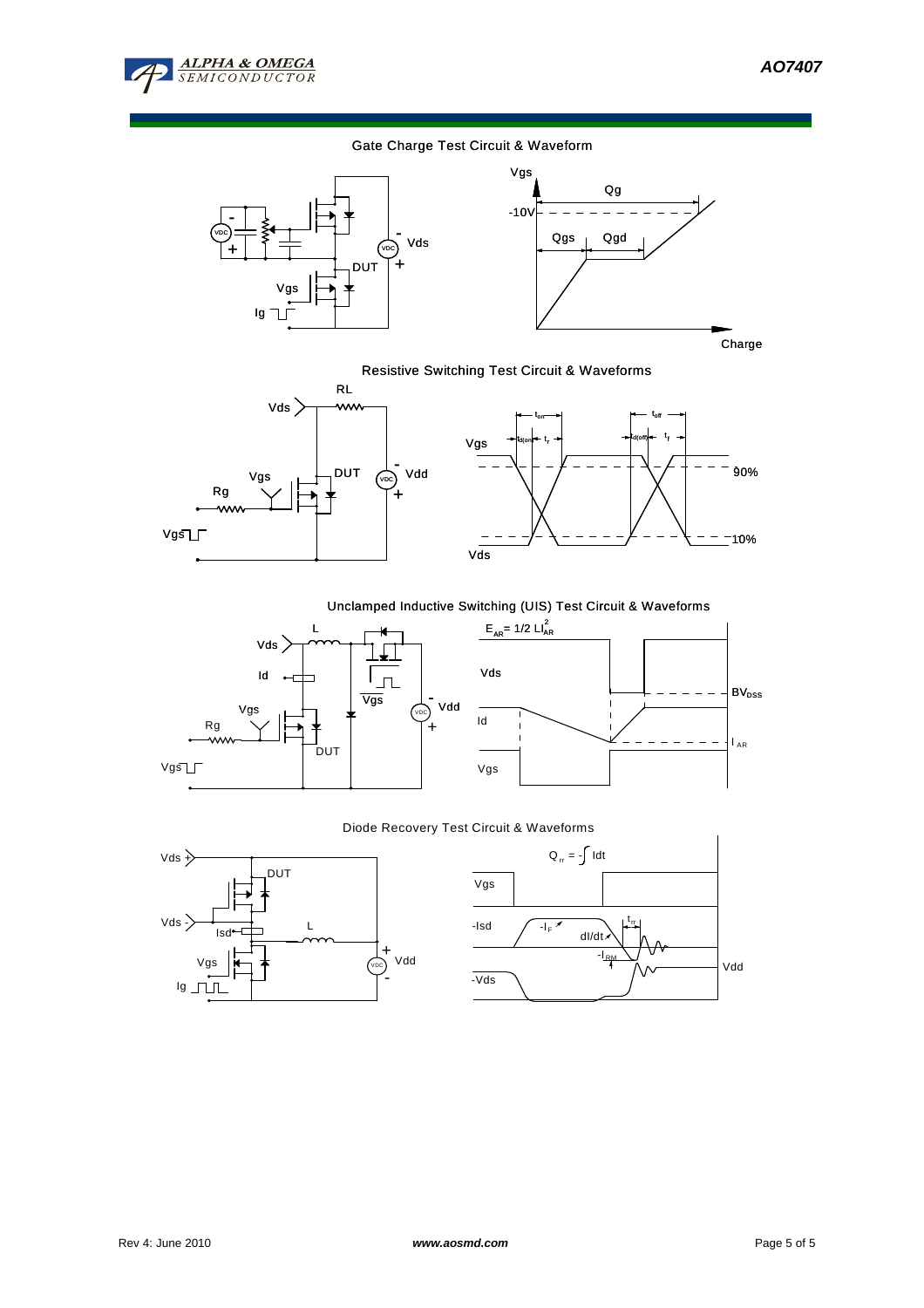## Gate Charge Test Circuit & Waveform

VDC
Vds
DUT
Vgs
Ig
VDC

Vgs
Qg
-10V
Qgs
Qgd
Charge

## Resistive Switching Test Circuit & Waveforms

RL
Vds
Vgs
DUT
Rg
Vgs
VDC
Vdd

$t_{on}$
$t_{d(on)}$
$t_r$
$t_{off}$
$t_{d(off)}$
$t_f$
Vgs
90%
10%
Vds

## Unclamped Inductive Switching (UIS) Test Circuit & Waveforms

L
Vds
Id
Vgs
Rg
Vgs
DUT
Vgs
VDC
Vdd

$E_{AR} = 1/2\ LI_{AR}^2$
Vds
$BV_{DSS}$
Id
$I_{AR}$
Vgs

## Diode Recovery Test Circuit & Waveforms

Vds +
DUT
Vds -
Isd
L
Vgs
Ig
VDC
Vdd

$Q_{rr} = -\int Idt$
Vgs
-Isd
$-I_F$
dI/dt
$t_{rr}$
$-I_{RM}$
-Vds
Vdd